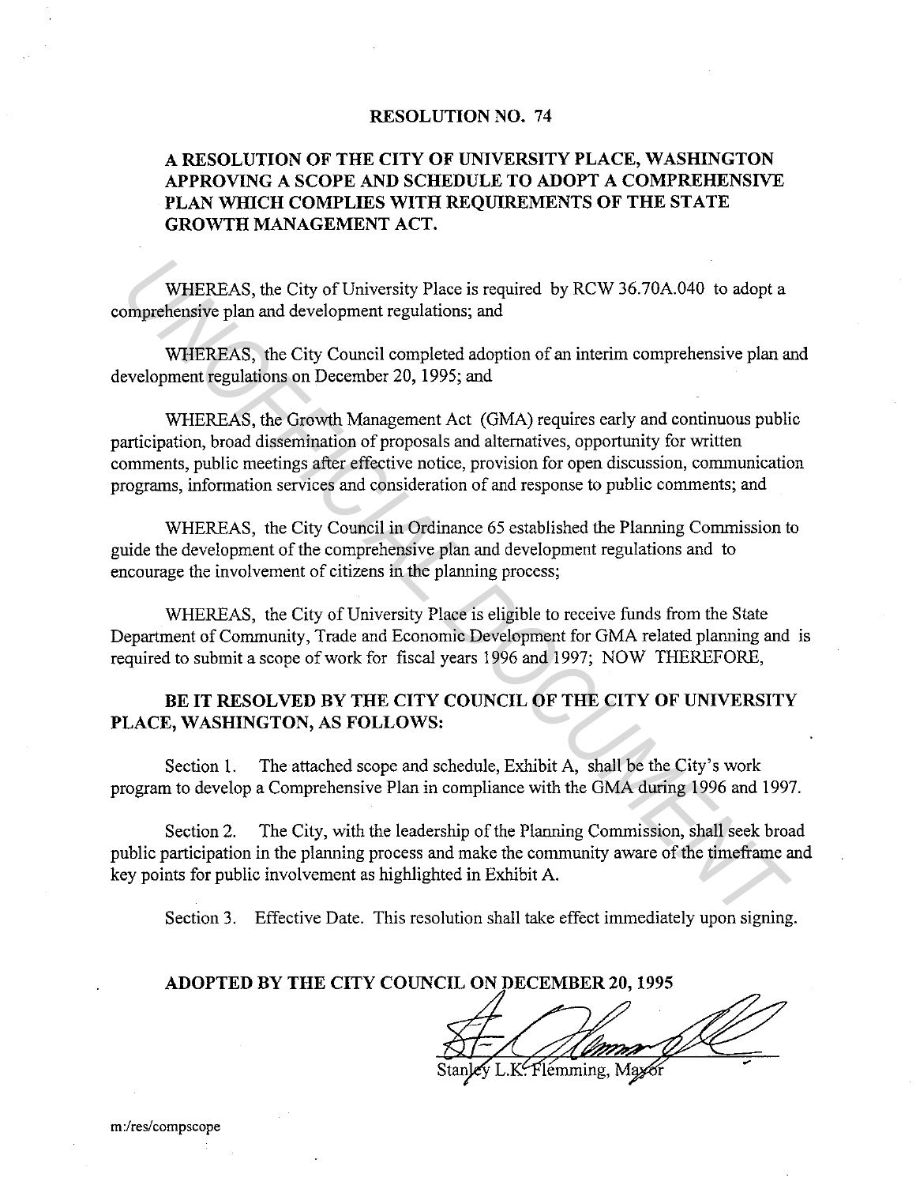# RESOLUTION NO. 74

## A RESOLUTION OF THE CITY OF UNIVERSITY PLACE, WASHINGTON APPROVING A SCOPE AND SCHEDULE TO ADOPT A COMPREHENSIVE PLAN WHICH COMPLIES WITH REQUIREMENTS OF THE STATE GROWTH MANAGEMENT ACT.

WHEREAS, the City of University Place is required by RCW 36.70A.040 to adopt a comprehensive plan and development regulations; and

WHEREAS, the City Council completed adoption of an interim comprehensive plan and development regulations on December 20, 1995; and

WHEREAS, the Growth Management Act (GMA) requires early and continuous public participation, broad dissemination of proposals and alternatives, opportunity for written comments, public meetings after effective notice, provision for open discussion, communication programs, information services and consideration of and response to public comments; and

WHEREAS, the City Council in Ordinance 65 established the Planning Commission to guide the development of the comprehensive plan and development regulations and to encourage the involvement of citizens in the planning process;

WHEREAS, the City of University Place is eligible to receive funds from the State Department of Community, Trade and Economic Development for GMA related planning and is required to submit a scope of work for fiscal years 1996 and 1997; NOW THEREFORE,

**BE IT RESOLVED BY THE CITY COUNCIL OF THE CITY OF UNIVERSITY PLACE, WASHINGTON, AS FOLLOWS:**

Section 1. The attached scope and schedule, Exhibit A, shall be the City's work program to develop a Comprehensive Plan in compliance with the GMA during 1996 and 1997.

Section 2. The City, with the leadership of the Planning Commission, shall seek broad public participation in the planning process and make the community aware of the timeframe and key points for public involvement as highlighted in Exhibit A.

Section 3. Effective Date. This resolution shall take effect immediately upon signing.

**ADOPTED BY THE CITY COUNCIL ON DECEMBER 20, 1995**

Stanley L.K. Flemming, Mayor

m:/res/compscope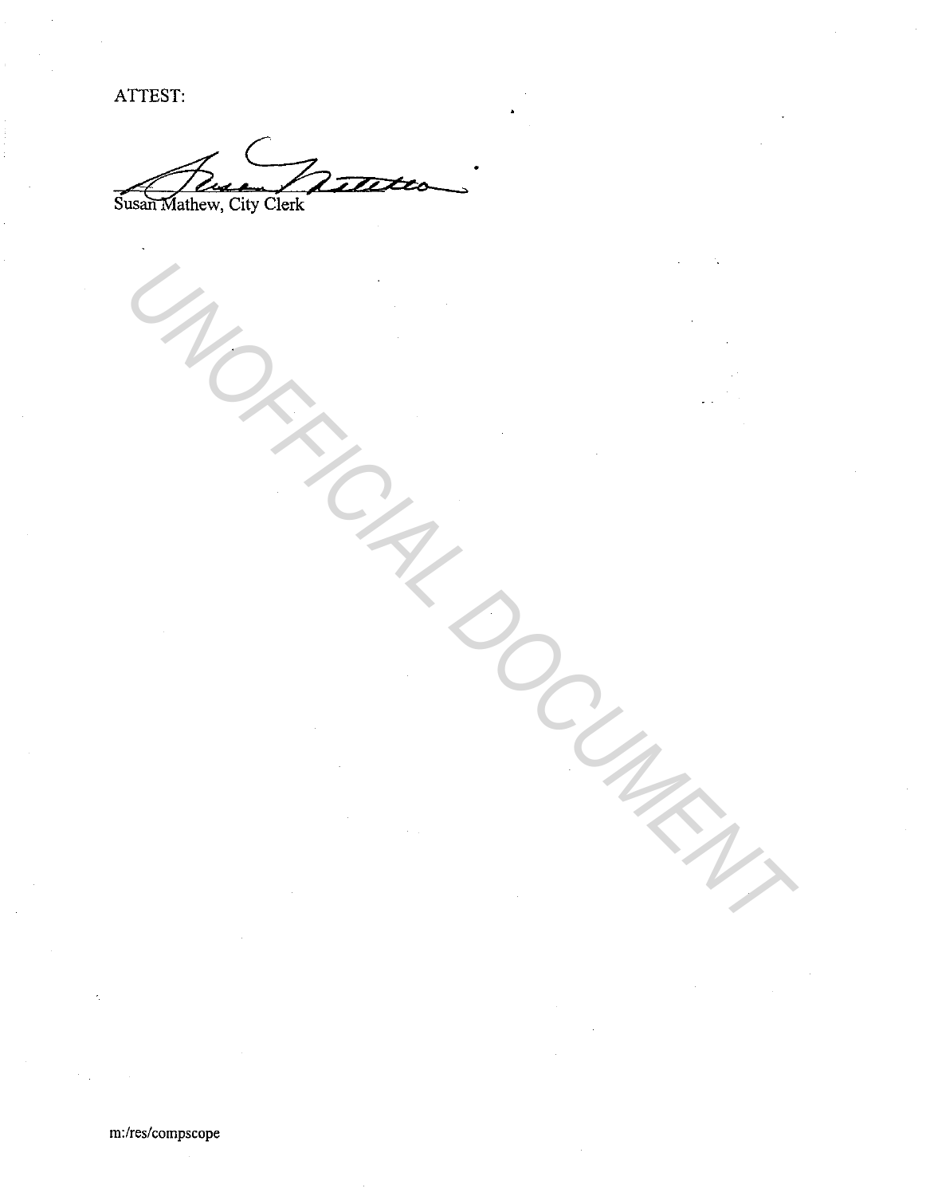ATTEST:

Susan Mathew, City Clerk

UNOFFICIAL DOCUMENT

m:/res/compscope